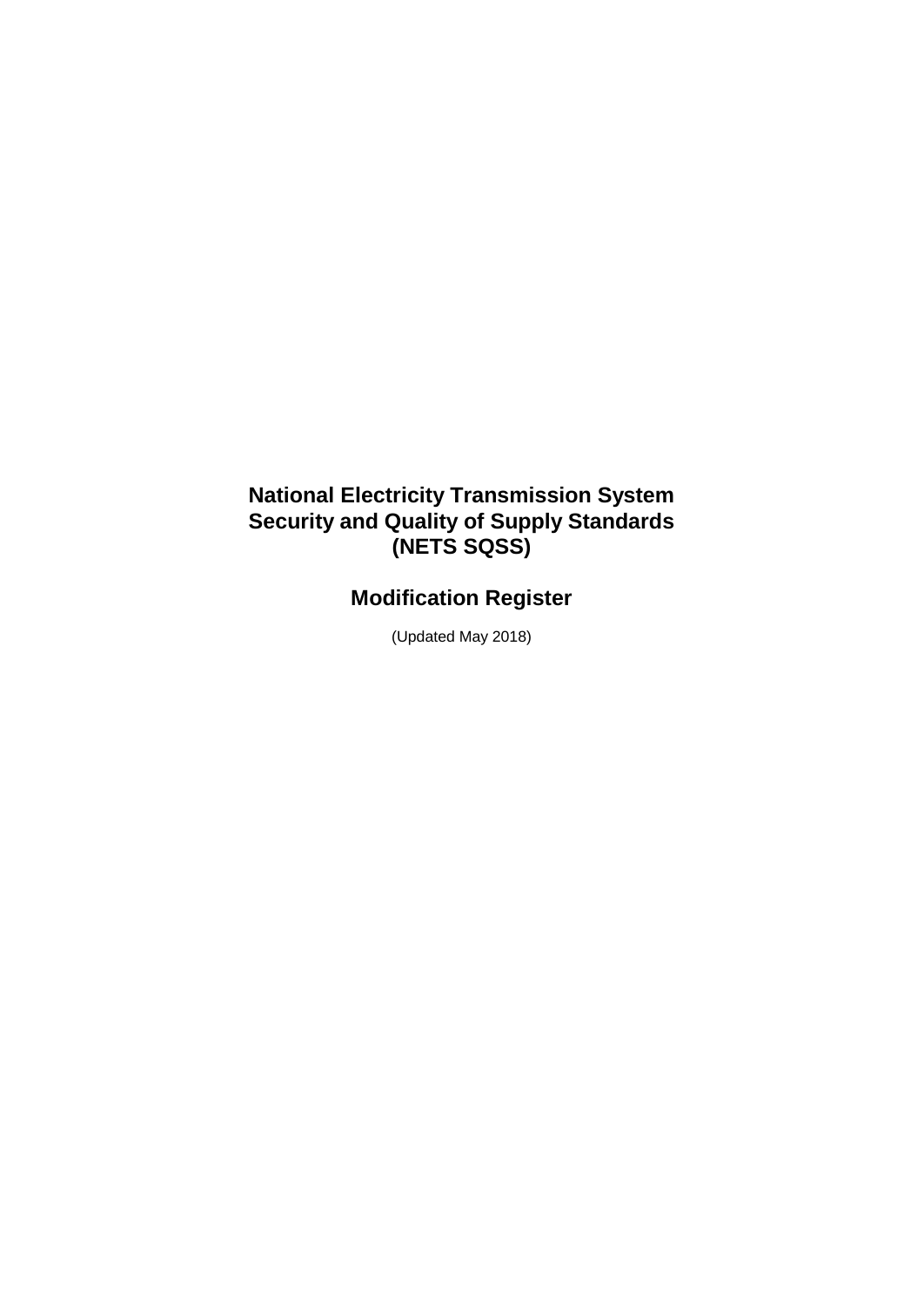# National Electricity Transmission System Security and Quality of Supply Standards (NETS SQSS)

## Modification Register

(Updated May 2018)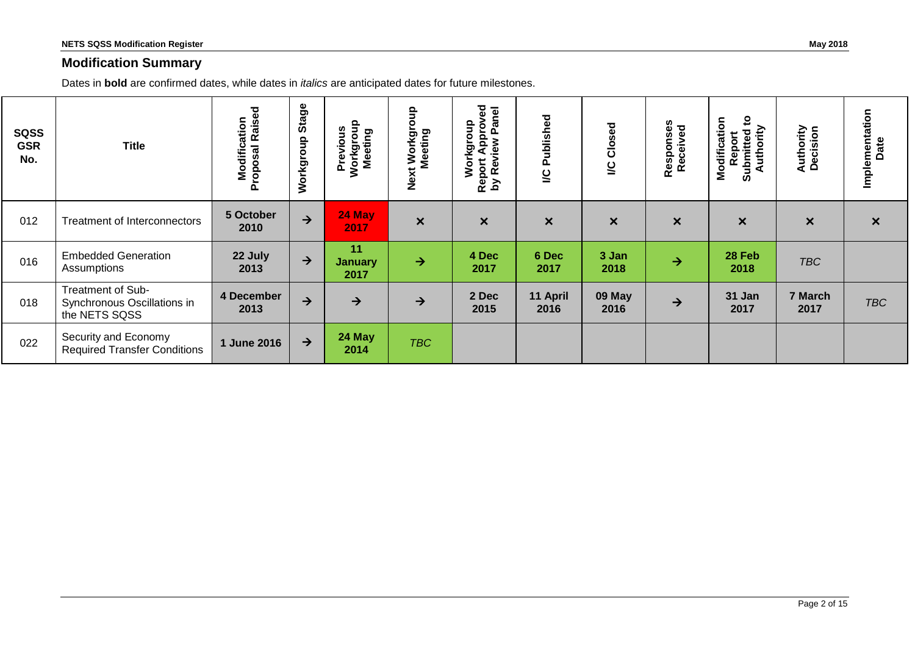## Modification Summary

Dates in **bold** are confirmed dates, while dates in *italics* are anticipated dates for future milestones.

| SQSS GSR No. | Title | Modification Proposal Raised | Workgroup Stage | Previous Workgroup Meeting | Next Workgroup Meeting | Workgroup Report Approved by Review Panel | I/C Published | I/C Closed | Responses Received | Modification Report Submitted to Authority | Authority Decision | Implementation Date |
|---|---|---|---|---|---|---|---|---|---|---|---|---|
| 012 | Treatment of Interconnectors | **5 October 2010** | → | **24 May 2017** | × | × | × | × | × | × | × | × |
| 016 | Embedded Generation Assumptions | **22 July 2013** | → | **11 January 2017** | → | **4 Dec 2017** | **6 Dec 2017** | **3 Jan 2018** | → | **28 Feb 2018** | *TBC* | |
| 018 | Treatment of Sub-Synchronous Oscillations in the NETS SQSS | **4 December 2013** | → | → | → | **2 Dec 2015** | **11 April 2016** | **09 May 2016** | → | **31 Jan 2017** | **7 March 2017** | *TBC* |
| 022 | Security and Economy Required Transfer Conditions | **1 June 2016** | → | **24 May 2014** | *TBC* | | | | | | | |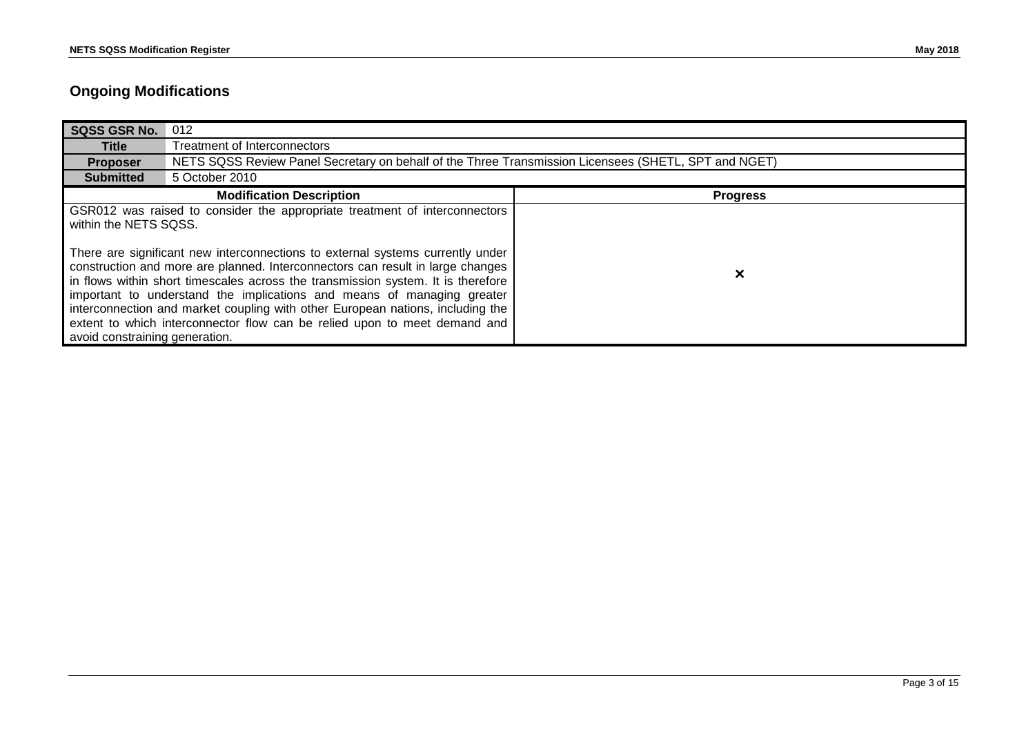## Ongoing Modifications

| **SQSS GSR No.** | 012 |
|---|---|
| **Title** | Treatment of Interconnectors |
| **Proposer** | NETS SQSS Review Panel Secretary on behalf of the Three Transmission Licensees (SHETL, SPT and NGET) |
| **Submitted** | 5 October 2010 |

| **Modification Description** | **Progress** |
|---|---|
| GSR012 was raised to consider the appropriate treatment of interconnectors within the NETS SQSS.<br><br>There are significant new interconnections to external systems currently under construction and more are planned. Interconnectors can result in large changes in flows within short timescales across the transmission system. It is therefore important to understand the implications and means of managing greater interconnection and market coupling with other European nations, including the extent to which interconnector flow can be relied upon to meet demand and avoid constraining generation. | × |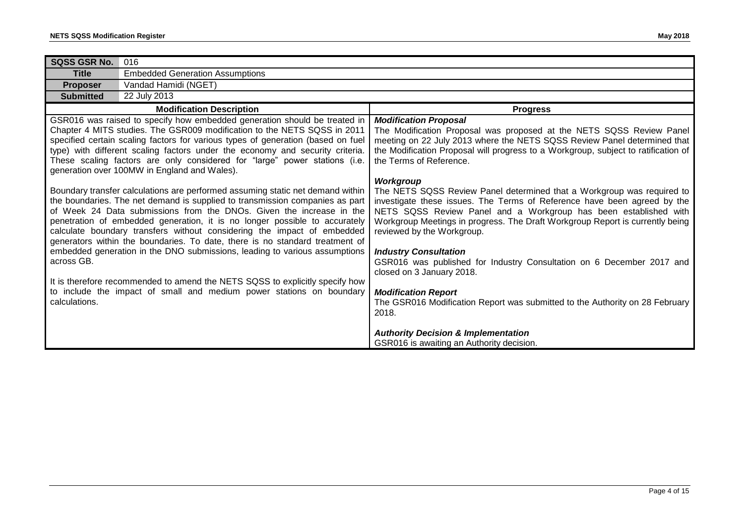| SQSS GSR No. | 016 |
|---|---|
| **Title** | Embedded Generation Assumptions |
| **Proposer** | Vandad Hamidi (NGET) |
| **Submitted** | 22 July 2013 |

| Modification Description | Progress |
|---|---|
| GSR016 was raised to specify how embedded generation should be treated in Chapter 4 MITS studies. The GSR009 modification to the NETS SQSS in 2011 specified certain scaling factors for various types of generation (based on fuel type) with different scaling factors under the economy and security criteria. These scaling factors are only considered for "large" power stations (i.e. generation over 100MW in England and Wales).<br><br>Boundary transfer calculations are performed assuming static net demand within the boundaries. The net demand is supplied to transmission companies as part of Week 24 Data submissions from the DNOs. Given the increase in the penetration of embedded generation, it is no longer possible to accurately calculate boundary transfers without considering the impact of embedded generators within the boundaries. To date, there is no standard treatment of embedded generation in the DNO submissions, leading to various assumptions across GB.<br><br>It is therefore recommended to amend the NETS SQSS to explicitly specify how to include the impact of small and medium power stations on boundary calculations. | ***Modification Proposal***<br>The Modification Proposal was proposed at the NETS SQSS Review Panel meeting on 22 July 2013 where the NETS SQSS Review Panel determined that the Modification Proposal will progress to a Workgroup, subject to ratification of the Terms of Reference.<br><br>***Workgroup***<br>The NETS SQSS Review Panel determined that a Workgroup was required to investigate these issues. The Terms of Reference have been agreed by the NETS SQSS Review Panel and a Workgroup has been established with Workgroup Meetings in progress. The Draft Workgroup Report is currently being reviewed by the Workgroup.<br><br>***Industry Consultation***<br>GSR016 was published for Industry Consultation on 6 December 2017 and closed on 3 January 2018.<br><br>***Modification Report***<br>The GSR016 Modification Report was submitted to the Authority on 28 February 2018.<br><br>***Authority Decision & Implementation***<br>GSR016 is awaiting an Authority decision. |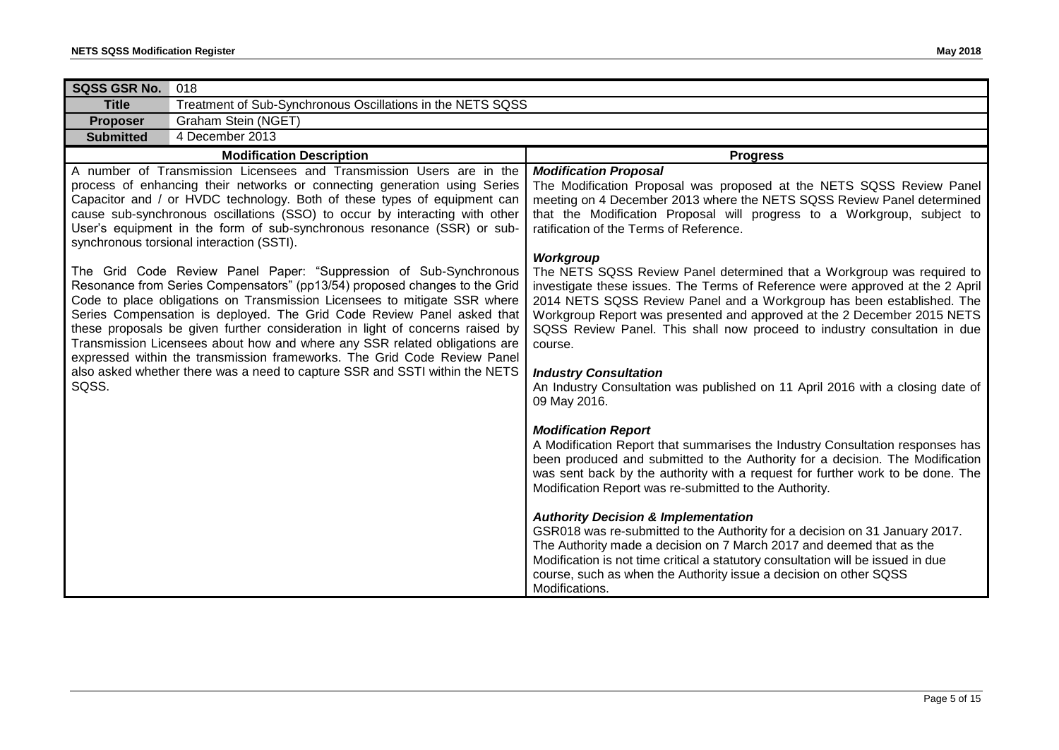| **SQSS GSR No.** | 018 |
|---|---|
| **Title** | Treatment of Sub-Synchronous Oscillations in the NETS SQSS |
| **Proposer** | Graham Stein (NGET) |
| **Submitted** | 4 December 2013 |

| **Modification Description** | **Progress** |
|---|---|
| A number of Transmission Licensees and Transmission Users are in the process of enhancing their networks or connecting generation using Series Capacitor and / or HVDC technology. Both of these types of equipment can cause sub-synchronous oscillations (SSO) to occur by interacting with other User's equipment in the form of sub-synchronous resonance (SSR) or sub-synchronous torsional interaction (SSTI).<br><br>The Grid Code Review Panel Paper: "Suppression of Sub-Synchronous Resonance from Series Compensators" (pp13/54) proposed changes to the Grid Code to place obligations on Transmission Licensees to mitigate SSR where Series Compensation is deployed. The Grid Code Review Panel asked that these proposals be given further consideration in light of concerns raised by Transmission Licensees about how and where any SSR related obligations are expressed within the transmission frameworks. The Grid Code Review Panel also asked whether there was a need to capture SSR and SSTI within the NETS SQSS. | ***Modification Proposal***<br>The Modification Proposal was proposed at the NETS SQSS Review Panel meeting on 4 December 2013 where the NETS SQSS Review Panel determined that the Modification Proposal will progress to a Workgroup, subject to ratification of the Terms of Reference.<br><br>***Workgroup***<br>The NETS SQSS Review Panel determined that a Workgroup was required to investigate these issues. The Terms of Reference were approved at the 2 April 2014 NETS SQSS Review Panel and a Workgroup has been established. The Workgroup Report was presented and approved at the 2 December 2015 NETS SQSS Review Panel. This shall now proceed to industry consultation in due course.<br><br>***Industry Consultation***<br>An Industry Consultation was published on 11 April 2016 with a closing date of 09 May 2016.<br><br>***Modification Report***<br>A Modification Report that summarises the Industry Consultation responses has been produced and submitted to the Authority for a decision. The Modification was sent back by the authority with a request for further work to be done. The Modification Report was re-submitted to the Authority.<br><br>***Authority Decision & Implementation***<br>GSR018 was re-submitted to the Authority for a decision on 31 January 2017. The Authority made a decision on 7 March 2017 and deemed that as the Modification is not time critical a statutory consultation will be issued in due course, such as when the Authority issue a decision on other SQSS Modifications. |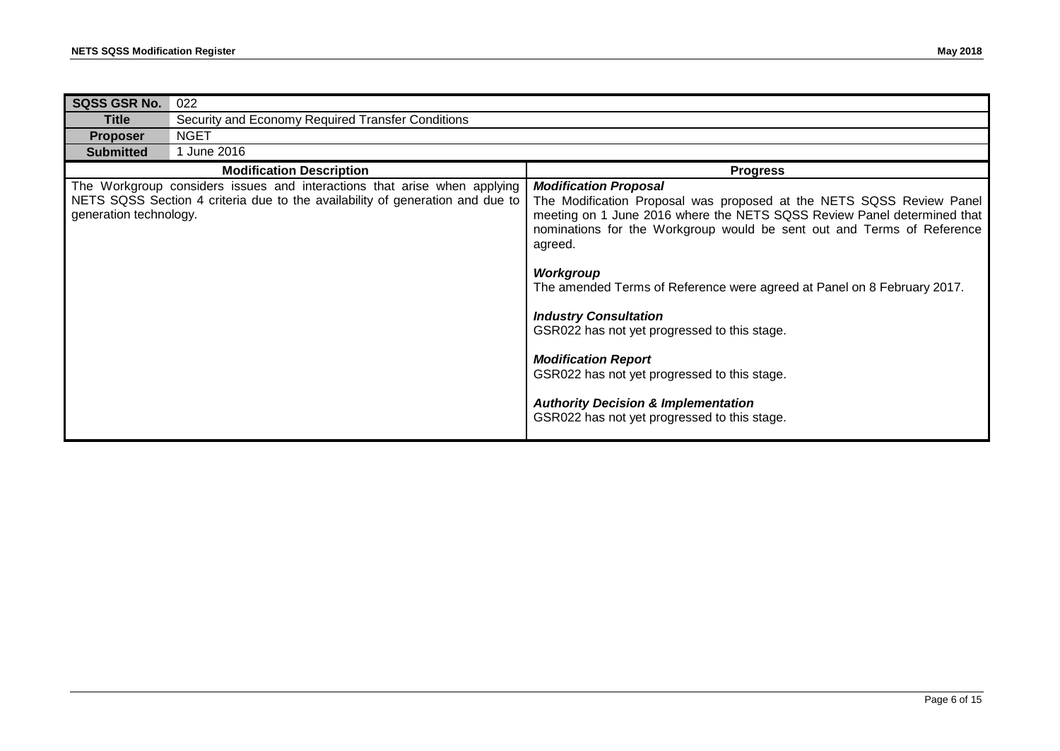| SQSS GSR No. | 022 |
| --- | --- |
| **Title** | Security and Economy Required Transfer Conditions |
| **Proposer** | NGET |
| **Submitted** | 1 June 2016 |

| Modification Description | Progress |
| --- | --- |
| The Workgroup considers issues and interactions that arise when applying NETS SQSS Section 4 criteria due to the availability of generation and due to generation technology. | ***Modification Proposal***<br>The Modification Proposal was proposed at the NETS SQSS Review Panel meeting on 1 June 2016 where the NETS SQSS Review Panel determined that nominations for the Workgroup would be sent out and Terms of Reference agreed.<br><br>***Workgroup***<br>The amended Terms of Reference were agreed at Panel on 8 February 2017.<br><br>***Industry Consultation***<br>GSR022 has not yet progressed to this stage.<br><br>***Modification Report***<br>GSR022 has not yet progressed to this stage.<br><br>***Authority Decision & Implementation***<br>GSR022 has not yet progressed to this stage. |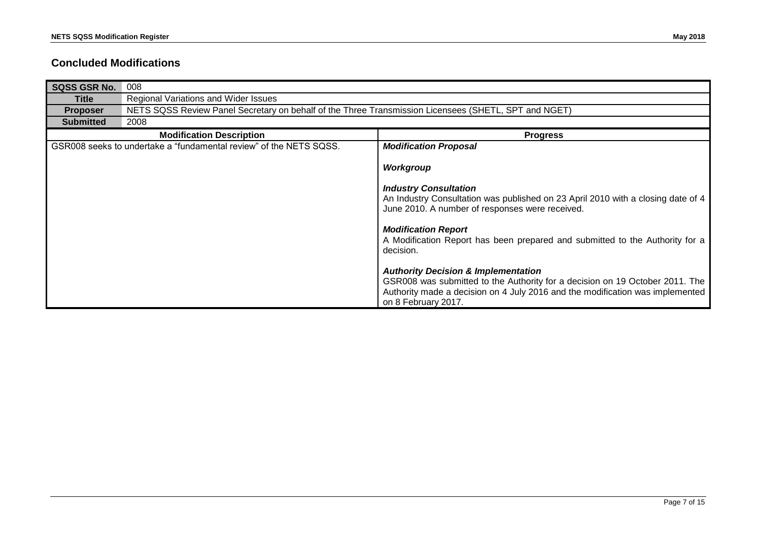## Concluded Modifications

| **SQSS GSR No.** | 008 |
|---|---|
| **Title** | Regional Variations and Wider Issues |
| **Proposer** | NETS SQSS Review Panel Secretary on behalf of the Three Transmission Licensees (SHETL, SPT and NGET) |
| **Submitted** | 2008 |

| Modification Description | Progress |
|---|---|
| GSR008 seeks to undertake a “fundamental review” of the NETS SQSS. | ***Modification Proposal*** <br><br> ***Workgroup*** <br><br> ***Industry Consultation*** <br> An Industry Consultation was published on 23 April 2010 with a closing date of 4 June 2010. A number of responses were received. <br><br> ***Modification Report*** <br> A Modification Report has been prepared and submitted to the Authority for a decision. <br><br> ***Authority Decision & Implementation*** <br> GSR008 was submitted to the Authority for a decision on 19 October 2011. The Authority made a decision on 4 July 2016 and the modification was implemented on 8 February 2017. |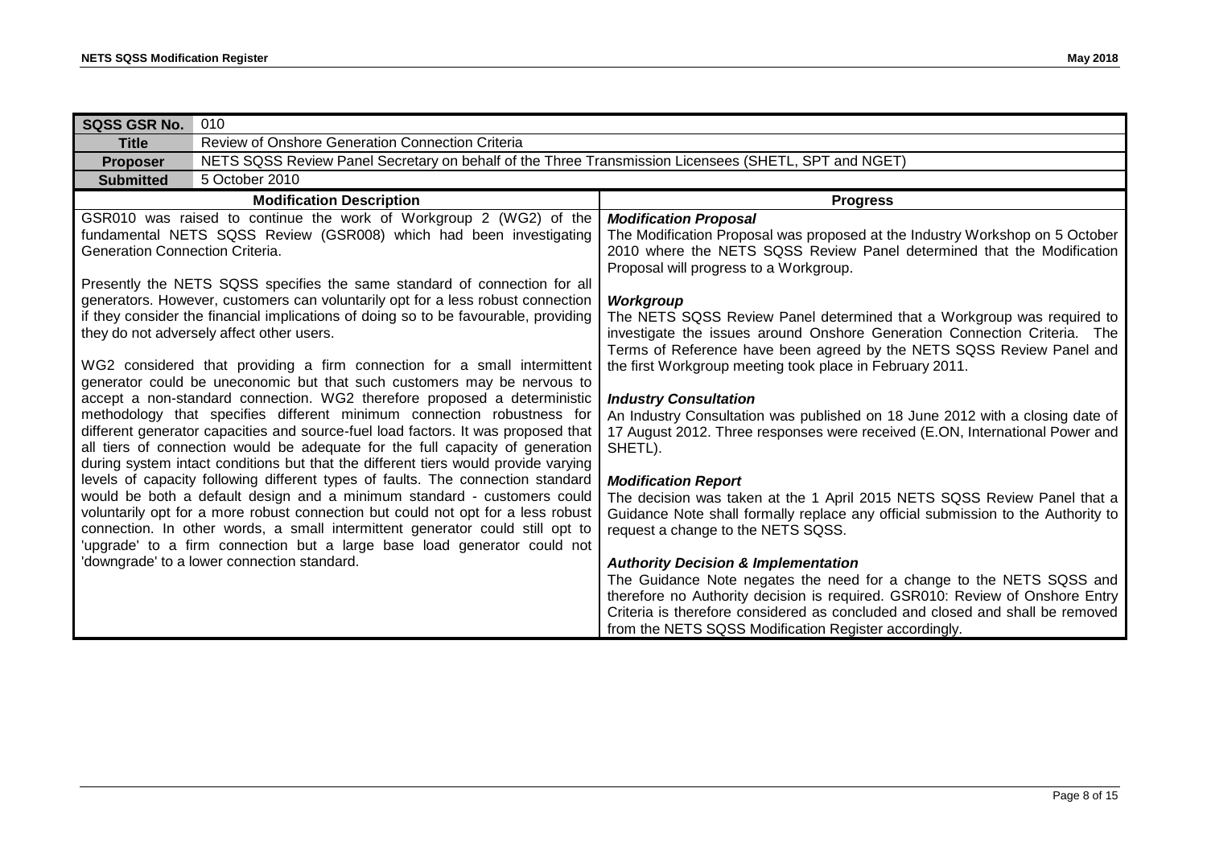| SQSS GSR No. | 010 |
| --- | --- |
| **Title** | Review of Onshore Generation Connection Criteria |
| **Proposer** | NETS SQSS Review Panel Secretary on behalf of the Three Transmission Licensees (SHETL, SPT and NGET) |
| **Submitted** | 5 October 2010 |

| Modification Description | Progress |
| --- | --- |
| GSR010 was raised to continue the work of Workgroup 2 (WG2) of the fundamental NETS SQSS Review (GSR008) which had been investigating Generation Connection Criteria.<br><br>Presently the NETS SQSS specifies the same standard of connection for all generators. However, customers can voluntarily opt for a less robust connection if they consider the financial implications of doing so to be favourable, providing they do not adversely affect other users.<br><br>WG2 considered that providing a firm connection for a small intermittent generator could be uneconomic but that such customers may be nervous to accept a non-standard connection. WG2 therefore proposed a deterministic methodology that specifies different minimum connection robustness for different generator capacities and source-fuel load factors. It was proposed that all tiers of connection would be adequate for the full capacity of generation during system intact conditions but that the different tiers would provide varying levels of capacity following different types of faults. The connection standard would be both a default design and a minimum standard - customers could voluntarily opt for a more robust connection but could not opt for a less robust connection. In other words, a small intermittent generator could still opt to 'upgrade' to a firm connection but a large base load generator could not 'downgrade' to a lower connection standard. | ***Modification Proposal***<br>The Modification Proposal was proposed at the Industry Workshop on 5 October 2010 where the NETS SQSS Review Panel determined that the Modification Proposal will progress to a Workgroup.<br><br>***Workgroup***<br>The NETS SQSS Review Panel determined that a Workgroup was required to investigate the issues around Onshore Generation Connection Criteria. The Terms of Reference have been agreed by the NETS SQSS Review Panel and the first Workgroup meeting took place in February 2011.<br><br>***Industry Consultation***<br>An Industry Consultation was published on 18 June 2012 with a closing date of 17 August 2012. Three responses were received (E.ON, International Power and SHETL).<br><br>***Modification Report***<br>The decision was taken at the 1 April 2015 NETS SQSS Review Panel that a Guidance Note shall formally replace any official submission to the Authority to request a change to the NETS SQSS.<br><br>***Authority Decision & Implementation***<br>The Guidance Note negates the need for a change to the NETS SQSS and therefore no Authority decision is required. GSR010: Review of Onshore Entry Criteria is therefore considered as concluded and closed and shall be removed from the NETS SQSS Modification Register accordingly. |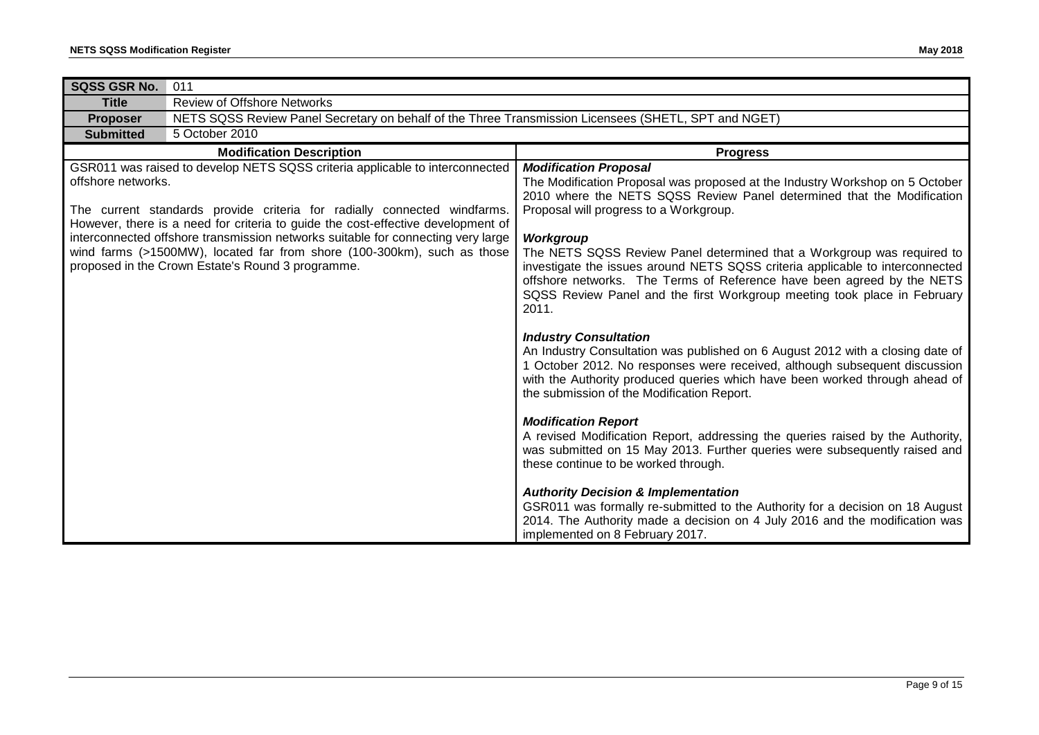| SQSS GSR No. | 011 |
|---|---|
| **Title** | Review of Offshore Networks |
| **Proposer** | NETS SQSS Review Panel Secretary on behalf of the Three Transmission Licensees (SHETL, SPT and NGET) |
| **Submitted** | 5 October 2010 |

| Modification Description | Progress |
|---|---|
| GSR011 was raised to develop NETS SQSS criteria applicable to interconnected offshore networks.<br><br>The current standards provide criteria for radially connected windfarms. However, there is a need for criteria to guide the cost-effective development of interconnected offshore transmission networks suitable for connecting very large wind farms (>1500MW), located far from shore (100-300km), such as those proposed in the Crown Estate's Round 3 programme. | ***Modification Proposal***<br>The Modification Proposal was proposed at the Industry Workshop on 5 October 2010 where the NETS SQSS Review Panel determined that the Modification Proposal will progress to a Workgroup.<br><br>***Workgroup***<br>The NETS SQSS Review Panel determined that a Workgroup was required to investigate the issues around NETS SQSS criteria applicable to interconnected offshore networks. The Terms of Reference have been agreed by the NETS SQSS Review Panel and the first Workgroup meeting took place in February 2011.<br><br>***Industry Consultation***<br>An Industry Consultation was published on 6 August 2012 with a closing date of 1 October 2012. No responses were received, although subsequent discussion with the Authority produced queries which have been worked through ahead of the submission of the Modification Report.<br><br>***Modification Report***<br>A revised Modification Report, addressing the queries raised by the Authority, was submitted on 15 May 2013. Further queries were subsequently raised and these continue to be worked through.<br><br>***Authority Decision & Implementation***<br>GSR011 was formally re-submitted to the Authority for a decision on 18 August 2014. The Authority made a decision on 4 July 2016 and the modification was implemented on 8 February 2017. |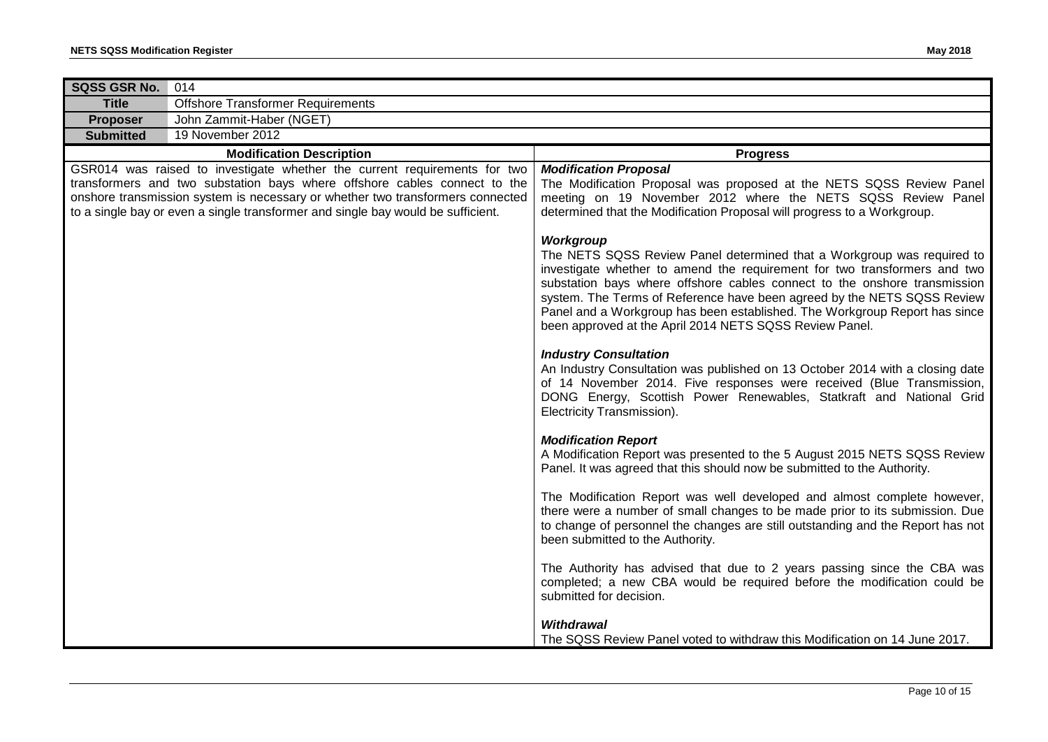| SQSS GSR No. | 014 |
|---|---|
| **Title** | Offshore Transformer Requirements |
| **Proposer** | John Zammit-Haber (NGET) |
| **Submitted** | 19 November 2012 |

| Modification Description | Progress |
|---|---|
| GSR014 was raised to investigate whether the current requirements for two transformers and two substation bays where offshore cables connect to the onshore transmission system is necessary or whether two transformers connected to a single bay or even a single transformer and single bay would be sufficient. | ***Modification Proposal*** <br> The Modification Proposal was proposed at the NETS SQSS Review Panel meeting on 19 November 2012 where the NETS SQSS Review Panel determined that the Modification Proposal will progress to a Workgroup. <br><br> ***Workgroup*** <br> The NETS SQSS Review Panel determined that a Workgroup was required to investigate whether to amend the requirement for two transformers and two substation bays where offshore cables connect to the onshore transmission system. The Terms of Reference have been agreed by the NETS SQSS Review Panel and a Workgroup has been established. The Workgroup Report has since been approved at the April 2014 NETS SQSS Review Panel. <br><br> ***Industry Consultation*** <br> An Industry Consultation was published on 13 October 2014 with a closing date of 14 November 2014. Five responses were received (Blue Transmission, DONG Energy, Scottish Power Renewables, Statkraft and National Grid Electricity Transmission). <br><br> ***Modification Report*** <br> A Modification Report was presented to the 5 August 2015 NETS SQSS Review Panel. It was agreed that this should now be submitted to the Authority. <br><br> The Modification Report was well developed and almost complete however, there were a number of small changes to be made prior to its submission. Due to change of personnel the changes are still outstanding and the Report has not been submitted to the Authority. <br><br> The Authority has advised that due to 2 years passing since the CBA was completed; a new CBA would be required before the modification could be submitted for decision. <br><br> ***Withdrawal*** <br> The SQSS Review Panel voted to withdraw this Modification on 14 June 2017. |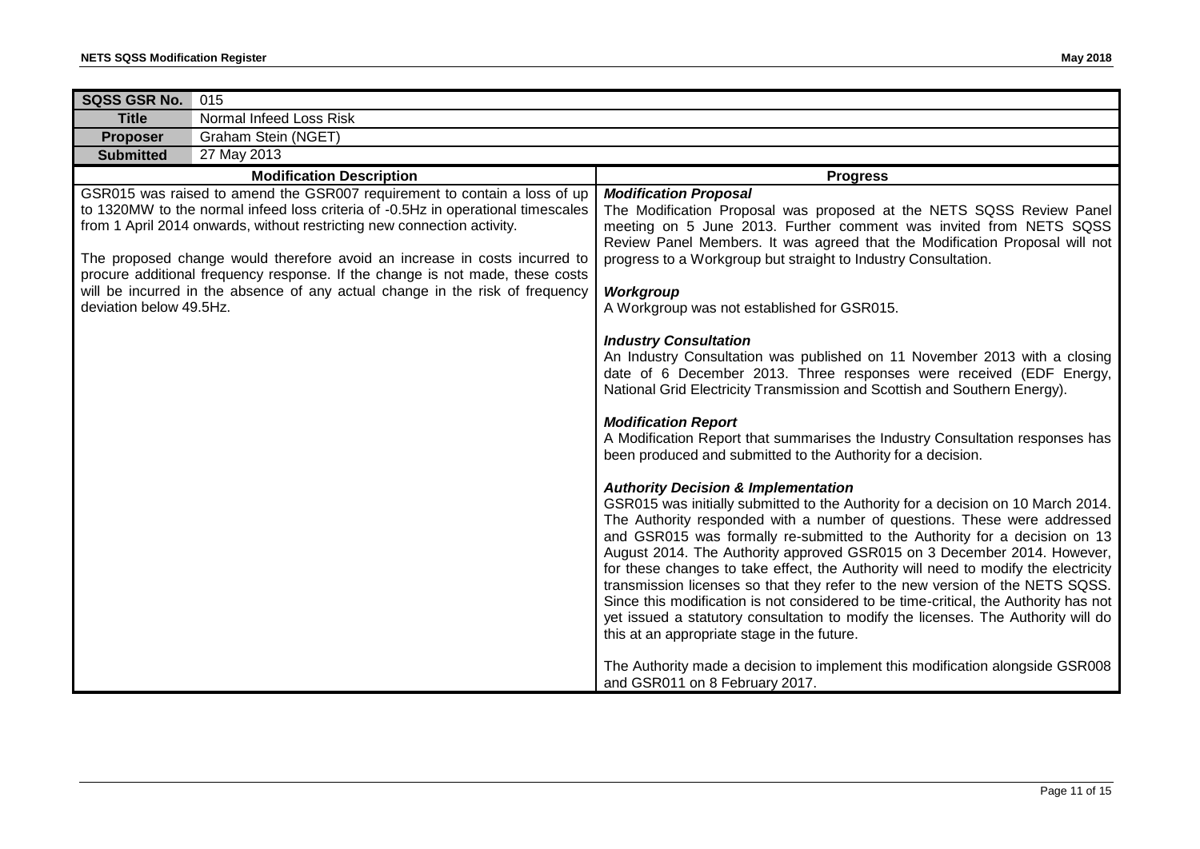| SQSS GSR No. | 015 |
|---|---|
| **Title** | Normal Infeed Loss Risk |
| **Proposer** | Graham Stein (NGET) |
| **Submitted** | 27 May 2013 |

| Modification Description | Progress |
|---|---|
| GSR015 was raised to amend the GSR007 requirement to contain a loss of up to 1320MW to the normal infeed loss criteria of -0.5Hz in operational timescales from 1 April 2014 onwards, without restricting new connection activity.<br><br>The proposed change would therefore avoid an increase in costs incurred to procure additional frequency response. If the change is not made, these costs will be incurred in the absence of any actual change in the risk of frequency deviation below 49.5Hz. | ***Modification Proposal***<br>The Modification Proposal was proposed at the NETS SQSS Review Panel meeting on 5 June 2013. Further comment was invited from NETS SQSS Review Panel Members. It was agreed that the Modification Proposal will not progress to a Workgroup but straight to Industry Consultation.<br><br>***Workgroup***<br>A Workgroup was not established for GSR015.<br><br>***Industry Consultation***<br>An Industry Consultation was published on 11 November 2013 with a closing date of 6 December 2013. Three responses were received (EDF Energy, National Grid Electricity Transmission and Scottish and Southern Energy).<br><br>***Modification Report***<br>A Modification Report that summarises the Industry Consultation responses has been produced and submitted to the Authority for a decision.<br><br>***Authority Decision & Implementation***<br>GSR015 was initially submitted to the Authority for a decision on 10 March 2014. The Authority responded with a number of questions. These were addressed and GSR015 was formally re-submitted to the Authority for a decision on 13 August 2014. The Authority approved GSR015 on 3 December 2014. However, for these changes to take effect, the Authority will need to modify the electricity transmission licenses so that they refer to the new version of the NETS SQSS. Since this modification is not considered to be time-critical, the Authority has not yet issued a statutory consultation to modify the licenses. The Authority will do this at an appropriate stage in the future.<br><br>The Authority made a decision to implement this modification alongside GSR008 and GSR011 on 8 February 2017. |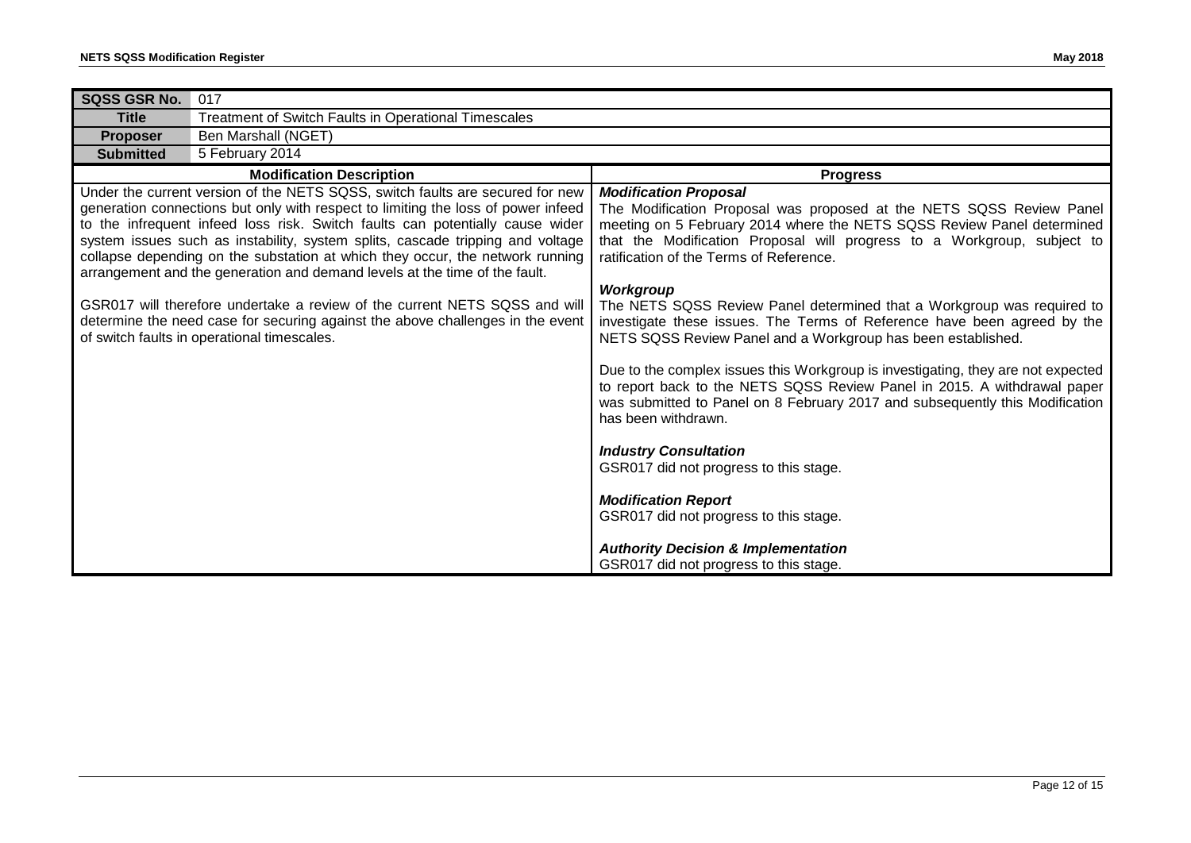| SQSS GSR No. | 017 |
| --- | --- |
| **Title** | Treatment of Switch Faults in Operational Timescales |
| **Proposer** | Ben Marshall (NGET) |
| **Submitted** | 5 February 2014 |

| Modification Description | Progress |
| --- | --- |
| Under the current version of the NETS SQSS, switch faults are secured for new generation connections but only with respect to limiting the loss of power infeed to the infrequent infeed loss risk. Switch faults can potentially cause wider system issues such as instability, system splits, cascade tripping and voltage collapse depending on the substation at which they occur, the network running arrangement and the generation and demand levels at the time of the fault.<br><br>GSR017 will therefore undertake a review of the current NETS SQSS and will determine the need case for securing against the above challenges in the event of switch faults in operational timescales. | ***Modification Proposal***<br>The Modification Proposal was proposed at the NETS SQSS Review Panel meeting on 5 February 2014 where the NETS SQSS Review Panel determined that the Modification Proposal will progress to a Workgroup, subject to ratification of the Terms of Reference.<br><br>***Workgroup***<br>The NETS SQSS Review Panel determined that a Workgroup was required to investigate these issues. The Terms of Reference have been agreed by the NETS SQSS Review Panel and a Workgroup has been established.<br><br>Due to the complex issues this Workgroup is investigating, they are not expected to report back to the NETS SQSS Review Panel in 2015. A withdrawal paper was submitted to Panel on 8 February 2017 and subsequently this Modification has been withdrawn.<br><br>***Industry Consultation***<br>GSR017 did not progress to this stage.<br><br>***Modification Report***<br>GSR017 did not progress to this stage.<br><br>***Authority Decision & Implementation***<br>GSR017 did not progress to this stage. |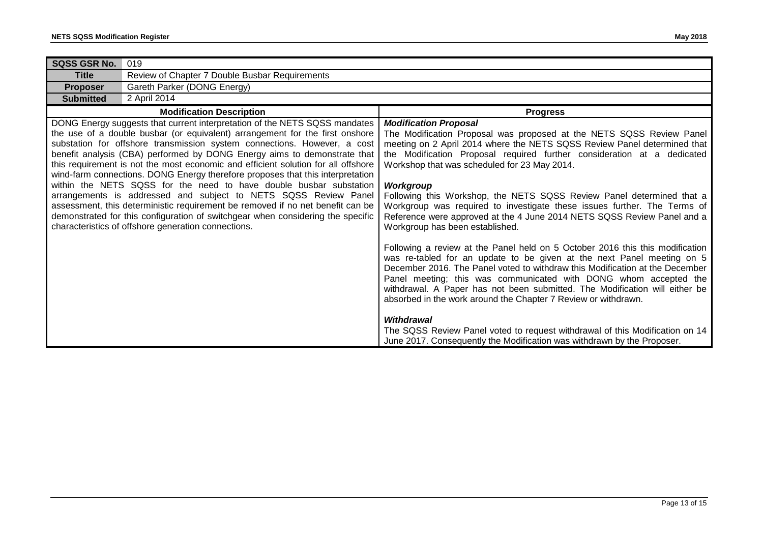| SQSS GSR No. | 019 |
|---|---|
| **Title** | Review of Chapter 7 Double Busbar Requirements |
| **Proposer** | Gareth Parker (DONG Energy) |
| **Submitted** | 2 April 2014 |

| Modification Description | Progress |
|---|---|
| DONG Energy suggests that current interpretation of the NETS SQSS mandates the use of a double busbar (or equivalent) arrangement for the first onshore substation for offshore transmission system connections. However, a cost benefit analysis (CBA) performed by DONG Energy aims to demonstrate that this requirement is not the most economic and efficient solution for all offshore wind-farm connections. DONG Energy therefore proposes that this interpretation within the NETS SQSS for the need to have double busbar substation arrangements is addressed and subject to NETS SQSS Review Panel assessment, this deterministic requirement be removed if no net benefit can be demonstrated for this configuration of switchgear when considering the specific characteristics of offshore generation connections. | ***Modification Proposal***<br>The Modification Proposal was proposed at the NETS SQSS Review Panel meeting on 2 April 2014 where the NETS SQSS Review Panel determined that the Modification Proposal required further consideration at a dedicated Workshop that was scheduled for 23 May 2014.<br><br>***Workgroup***<br>Following this Workshop, the NETS SQSS Review Panel determined that a Workgroup was required to investigate these issues further. The Terms of Reference were approved at the 4 June 2014 NETS SQSS Review Panel and a Workgroup has been established.<br><br>Following a review at the Panel held on 5 October 2016 this this modification was re-tabled for an update to be given at the next Panel meeting on 5 December 2016. The Panel voted to withdraw this Modification at the December Panel meeting; this was communicated with DONG whom accepted the withdrawal. A Paper has not been submitted. The Modification will either be absorbed in the work around the Chapter 7 Review or withdrawn.<br><br>***Withdrawal***<br>The SQSS Review Panel voted to request withdrawal of this Modification on 14 June 2017. Consequently the Modification was withdrawn by the Proposer. |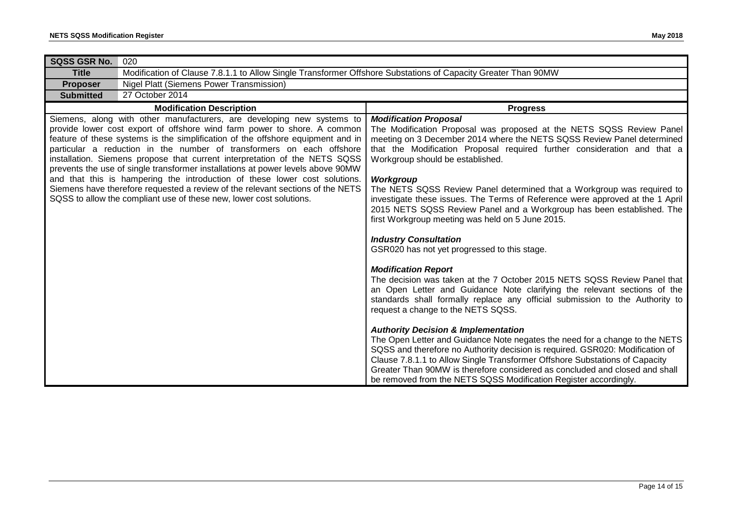| SQSS GSR No. | 020 |
|---|---|
| **Title** | Modification of Clause 7.8.1.1 to Allow Single Transformer Offshore Substations of Capacity Greater Than 90MW |
| **Proposer** | Nigel Platt (Siemens Power Transmission) |
| **Submitted** | 27 October 2014 |

| Modification Description | Progress |
|---|---|
| Siemens, along with other manufacturers, are developing new systems to provide lower cost export of offshore wind farm power to shore. A common feature of these systems is the simplification of the offshore equipment and in particular a reduction in the number of transformers on each offshore installation. Siemens propose that current interpretation of the NETS SQSS prevents the use of single transformer installations at power levels above 90MW and that this is hampering the introduction of these lower cost solutions. Siemens have therefore requested a review of the relevant sections of the NETS SQSS to allow the compliant use of these new, lower cost solutions. | ***Modification Proposal***<br>The Modification Proposal was proposed at the NETS SQSS Review Panel meeting on 3 December 2014 where the NETS SQSS Review Panel determined that the Modification Proposal required further consideration and that a Workgroup should be established.<br><br>***Workgroup***<br>The NETS SQSS Review Panel determined that a Workgroup was required to investigate these issues. The Terms of Reference were approved at the 1 April 2015 NETS SQSS Review Panel and a Workgroup has been established. The first Workgroup meeting was held on 5 June 2015.<br><br>***Industry Consultation***<br>GSR020 has not yet progressed to this stage.<br><br>***Modification Report***<br>The decision was taken at the 7 October 2015 NETS SQSS Review Panel that an Open Letter and Guidance Note clarifying the relevant sections of the standards shall formally replace any official submission to the Authority to request a change to the NETS SQSS.<br><br>***Authority Decision & Implementation***<br>The Open Letter and Guidance Note negates the need for a change to the NETS SQSS and therefore no Authority decision is required. GSR020: Modification of Clause 7.8.1.1 to Allow Single Transformer Offshore Substations of Capacity Greater Than 90MW is therefore considered as concluded and closed and shall be removed from the NETS SQSS Modification Register accordingly. |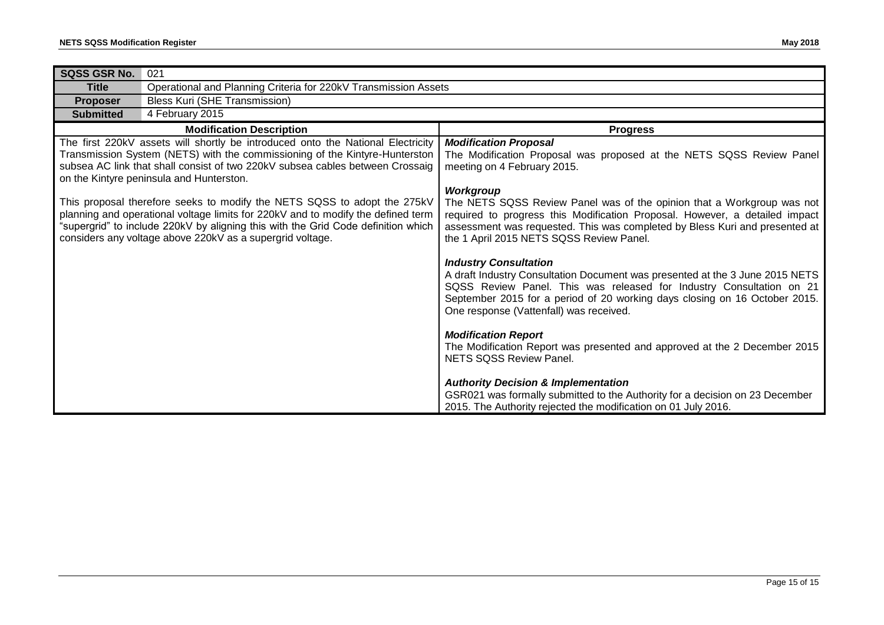| SQSS GSR No. | 021 |
| --- | --- |
| **Title** | Operational and Planning Criteria for 220kV Transmission Assets |
| **Proposer** | Bless Kuri (SHE Transmission) |
| **Submitted** | 4 February 2015 |

| Modification Description | Progress |
| --- | --- |
| The first 220kV assets will shortly be introduced onto the National Electricity Transmission System (NETS) with the commissioning of the Kintyre-Hunterston subsea AC link that shall consist of two 220kV subsea cables between Crossaig on the Kintyre peninsula and Hunterston.<br><br>This proposal therefore seeks to modify the NETS SQSS to adopt the 275kV planning and operational voltage limits for 220kV and to modify the defined term "supergrid" to include 220kV by aligning this with the Grid Code definition which considers any voltage above 220kV as a supergrid voltage. | ***Modification Proposal***<br>The Modification Proposal was proposed at the NETS SQSS Review Panel meeting on 4 February 2015.<br><br>***Workgroup***<br>The NETS SQSS Review Panel was of the opinion that a Workgroup was not required to progress this Modification Proposal. However, a detailed impact assessment was requested. This was completed by Bless Kuri and presented at the 1 April 2015 NETS SQSS Review Panel.<br><br>***Industry Consultation***<br>A draft Industry Consultation Document was presented at the 3 June 2015 NETS SQSS Review Panel. This was released for Industry Consultation on 21 September 2015 for a period of 20 working days closing on 16 October 2015. One response (Vattenfall) was received.<br><br>***Modification Report***<br>The Modification Report was presented and approved at the 2 December 2015 NETS SQSS Review Panel.<br><br>***Authority Decision & Implementation***<br>GSR021 was formally submitted to the Authority for a decision on 23 December 2015. The Authority rejected the modification on 01 July 2016. |